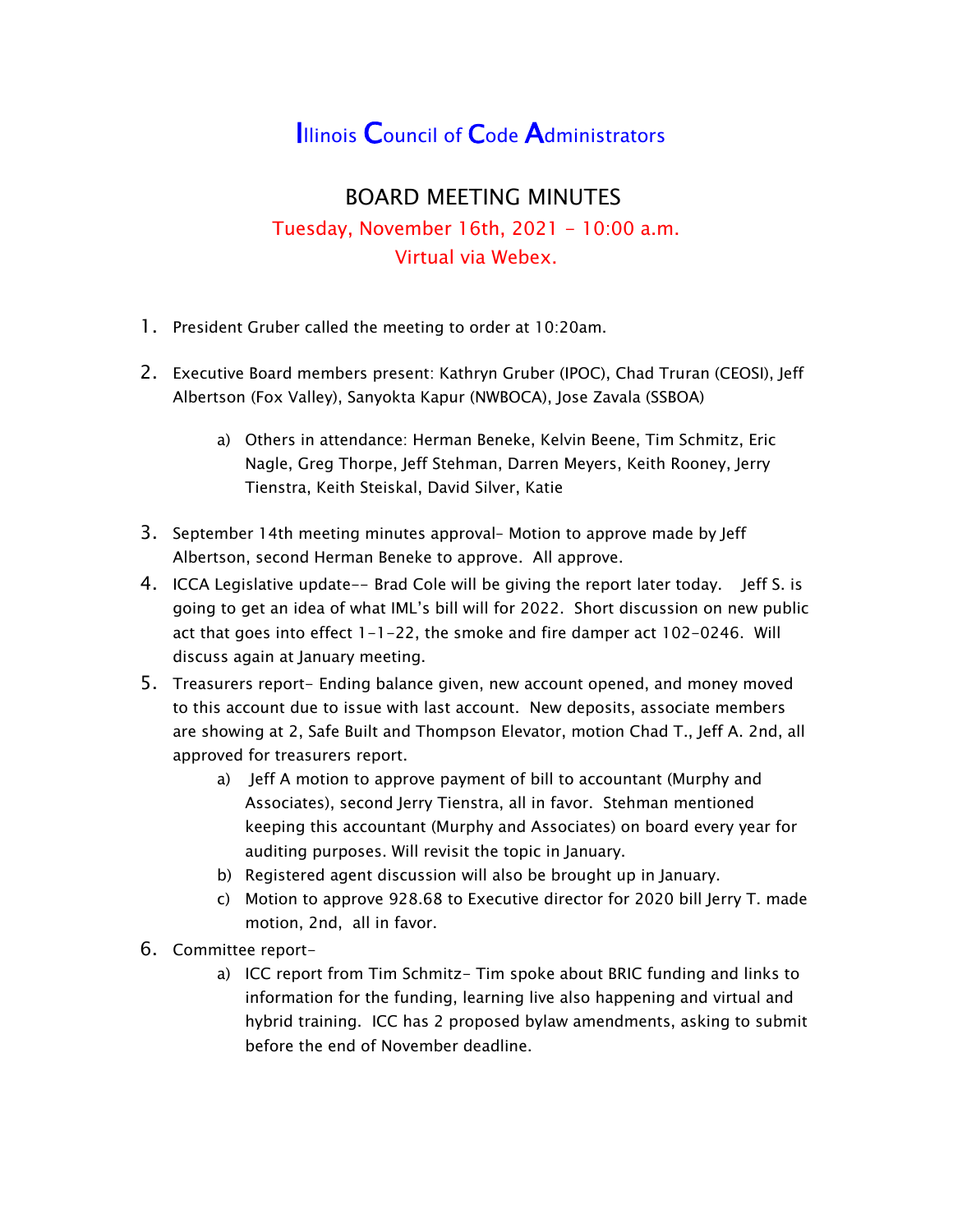# Illinois Council of Code Administrators

## BOARD MEETING MINUTES

Tuesday, November 16th, 2021 – 10:00 a.m.
Virtual via Webex.

1. President Gruber called the meeting to order at 10:20am.

2. Executive Board members present: Kathryn Gruber (IPOC), Chad Truran (CEOSI), Jeff Albertson (Fox Valley), Sanyokta Kapur (NWBOCA), Jose Zavala (SSBOA)

   a) Others in attendance: Herman Beneke, Kelvin Beene, Tim Schmitz, Eric Nagle, Greg Thorpe, Jeff Stehman, Darren Meyers, Keith Rooney, Jerry Tienstra, Keith Steiskal, David Silver, Katie

3. September 14th meeting minutes approval- Motion to approve made by Jeff Albertson, second Herman Beneke to approve. All approve.

4. ICCA Legislative update-- Brad Cole will be giving the report later today. Jeff S. is going to get an idea of what IML's bill will for 2022. Short discussion on new public act that goes into effect 1-1-22, the smoke and fire damper act 102-0246. Will discuss again at January meeting.

5. Treasurers report- Ending balance given, new account opened, and money moved to this account due to issue with last account. New deposits, associate members are showing at 2, Safe Built and Thompson Elevator, motion Chad T., Jeff A. 2nd, all approved for treasurers report.

   a) Jeff A motion to approve payment of bill to accountant (Murphy and Associates), second Jerry Tienstra, all in favor. Stehman mentioned keeping this accountant (Murphy and Associates) on board every year for auditing purposes. Will revisit the topic in January.

   b) Registered agent discussion will also be brought up in January.

   c) Motion to approve 928.68 to Executive director for 2020 bill Jerry T. made motion, 2nd, all in favor.

6. Committee report-

   a) ICC report from Tim Schmitz- Tim spoke about BRIC funding and links to information for the funding, learning live also happening and virtual and hybrid training. ICC has 2 proposed bylaw amendments, asking to submit before the end of November deadline.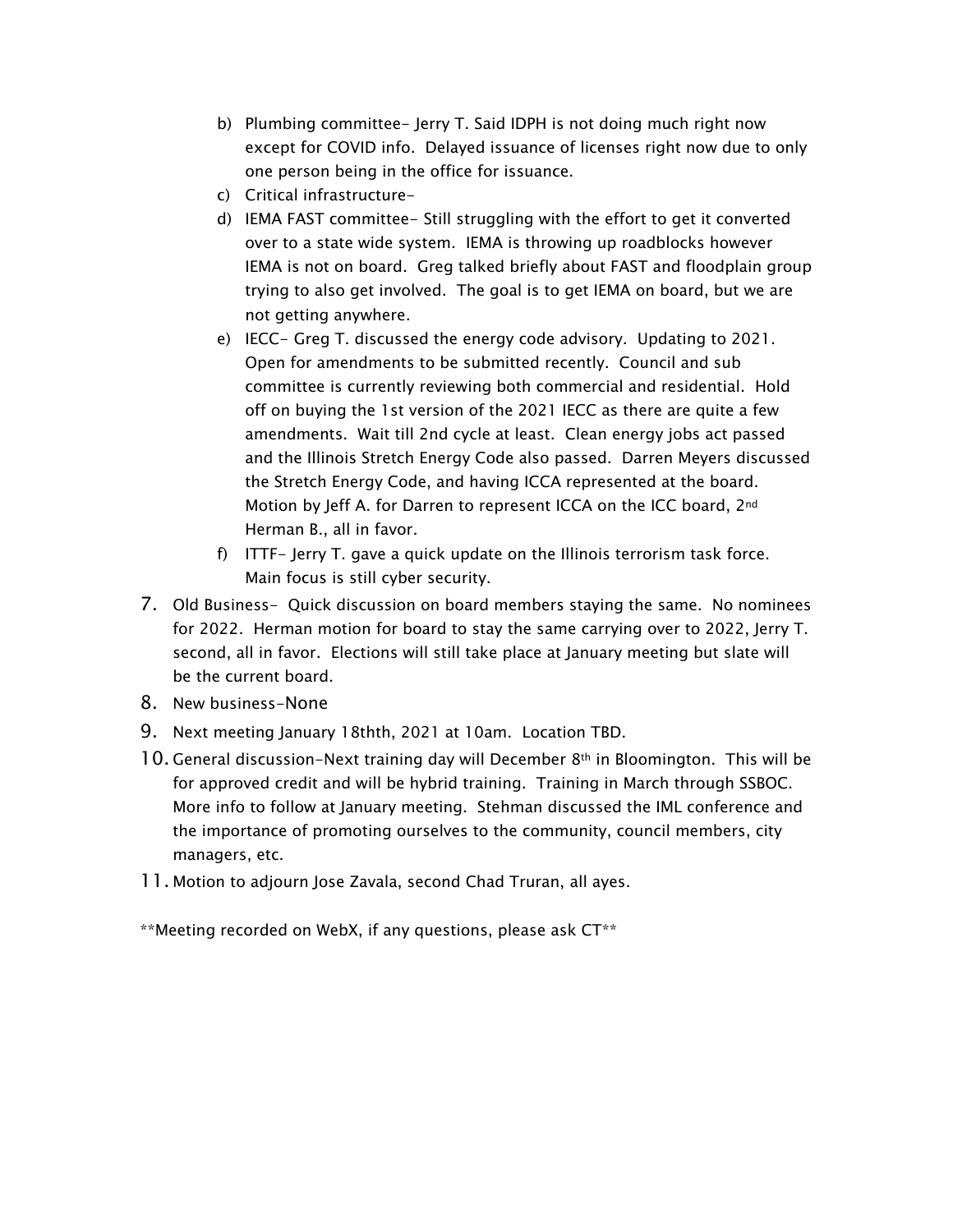b) Plumbing committee- Jerry T. Said IDPH is not doing much right now except for COVID info. Delayed issuance of licenses right now due to only one person being in the office for issuance.
c) Critical infrastructure-
d) IEMA FAST committee- Still struggling with the effort to get it converted over to a state wide system. IEMA is throwing up roadblocks however IEMA is not on board. Greg talked briefly about FAST and floodplain group trying to also get involved. The goal is to get IEMA on board, but we are not getting anywhere.
e) IECC- Greg T. discussed the energy code advisory. Updating to 2021. Open for amendments to be submitted recently. Council and sub committee is currently reviewing both commercial and residential. Hold off on buying the 1st version of the 2021 IECC as there are quite a few amendments. Wait till 2nd cycle at least. Clean energy jobs act passed and the Illinois Stretch Energy Code also passed. Darren Meyers discussed the Stretch Energy Code, and having ICCA represented at the board. Motion by Jeff A. for Darren to represent ICCA on the ICC board, 2nd Herman B., all in favor.
f) ITTF- Jerry T. gave a quick update on the Illinois terrorism task force. Main focus is still cyber security.

7. Old Business- Quick discussion on board members staying the same. No nominees for 2022. Herman motion for board to stay the same carrying over to 2022, Jerry T. second, all in favor. Elections will still take place at January meeting but slate will be the current board.
8. New business-None
9. Next meeting January 18thth, 2021 at 10am. Location TBD.
10. General discussion-Next training day will December 8th in Bloomington. This will be for approved credit and will be hybrid training. Training in March through SSBOC. More info to follow at January meeting. Stehman discussed the IML conference and the importance of promoting ourselves to the community, council members, city managers, etc.
11. Motion to adjourn Jose Zavala, second Chad Truran, all ayes.

**Meeting recorded on WebX, if any questions, please ask CT**